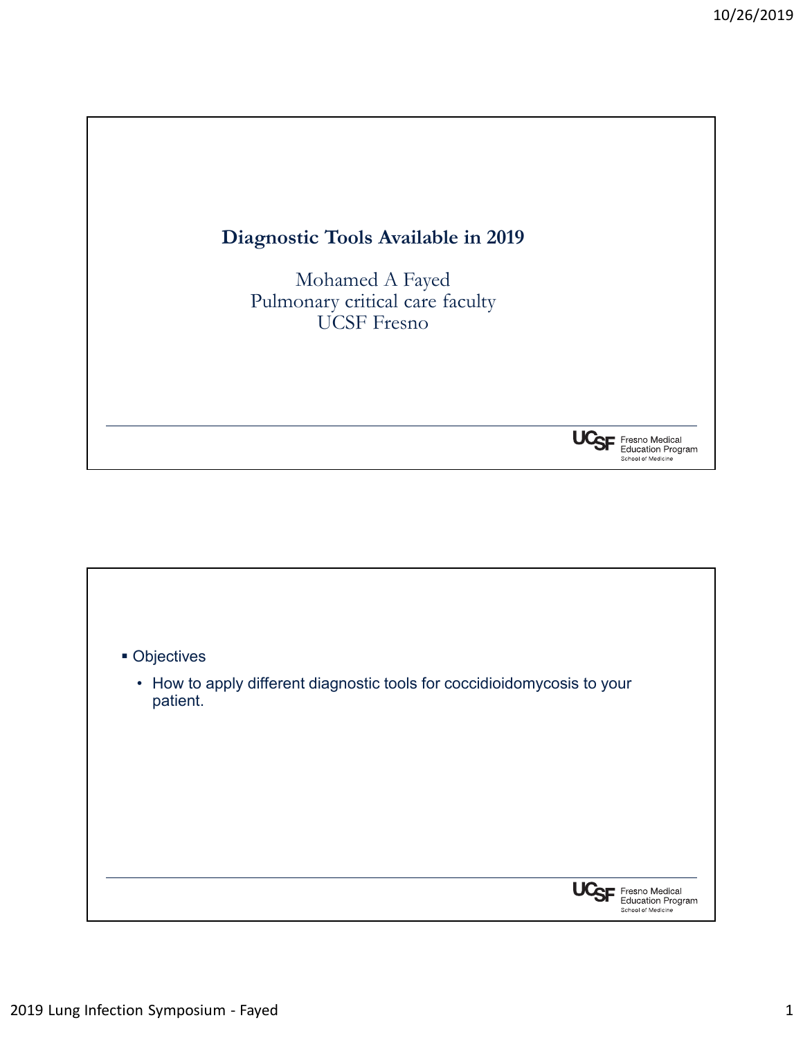# Diagnostic Tools Available in 2019

Mohamed A Fayed
Pulmonary critical care faculty
UCSF Fresno

UCSF Fresno Medical Education Program
School of Medicine

---

- Objectives
  - How to apply different diagnostic tools for coccidioidomycosis to your patient.

UCSF Fresno Medical Education Program
School of Medicine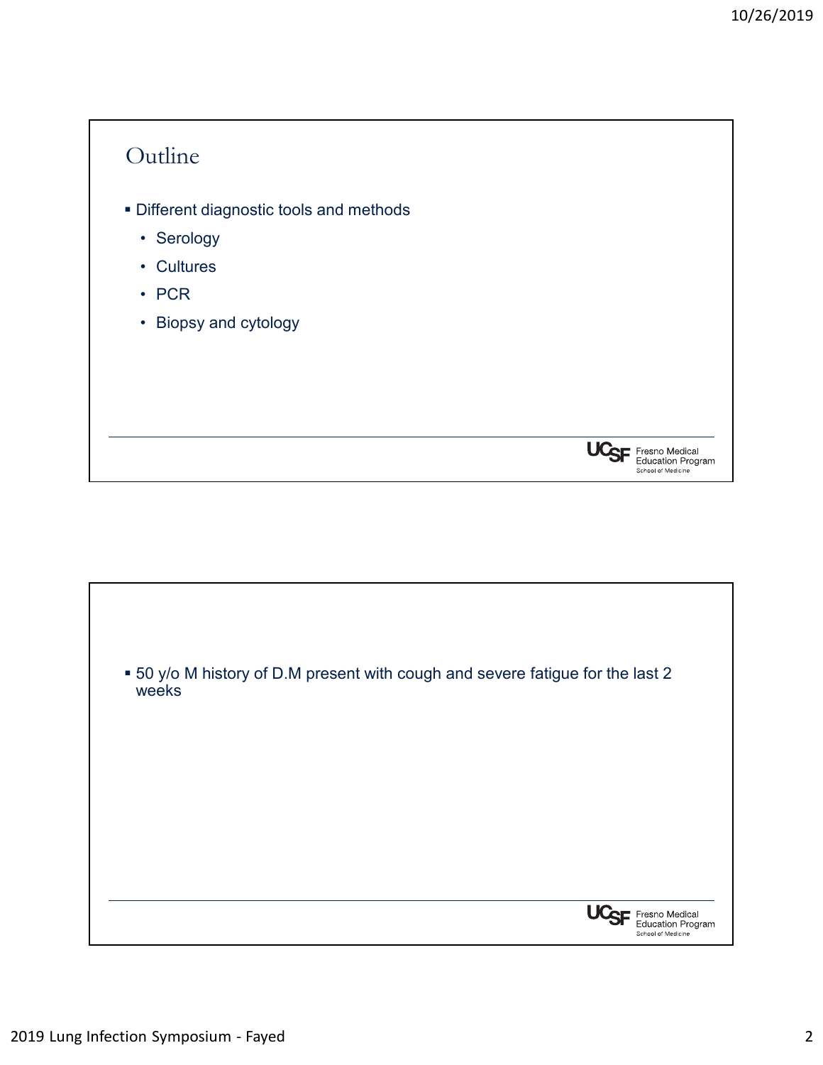## Outline

- Different diagnostic tools and methods
  - Serology
  - Cultures
  - PCR
  - Biopsy and cytology

---

- 50 y/o M history of D.M present with cough and severe fatigue for the last 2 weeks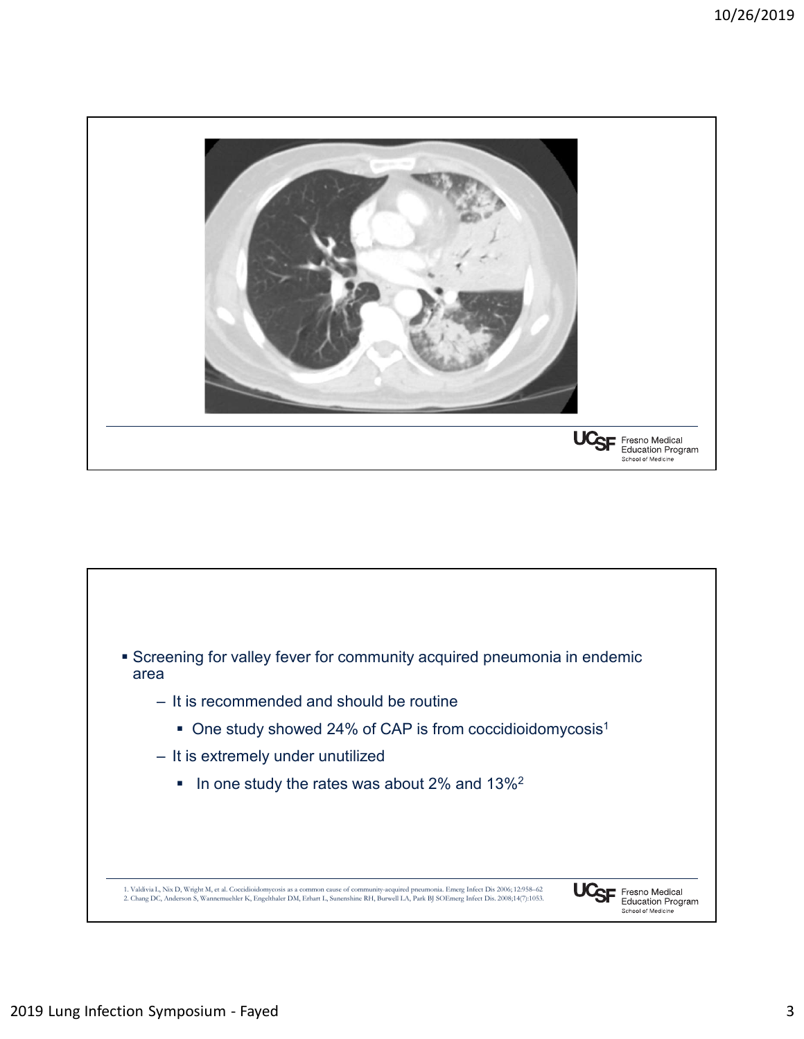- Screening for valley fever for community acquired pneumonia in endemic area
  - It is recommended and should be routine
    - One study showed 24% of CAP is from coccidioidomycosis[1]
  - It is extremely under unutilized
    - In one study the rates was about 2% and 13%[2]

1. Valdivia L, Nix D, Wright M, et al. Coccidioidomycosis as a common cause of community-acquired pneumonia. Emerg Infect Dis 2006;12:958–62
2. Chang DC, Anderson S, Wannemuehler K, Engelthaler DM, Erhart L, Sunenshine RH, Burwell LA, Park BJ SOEmerg Infect Dis. 2008;14(7):1053.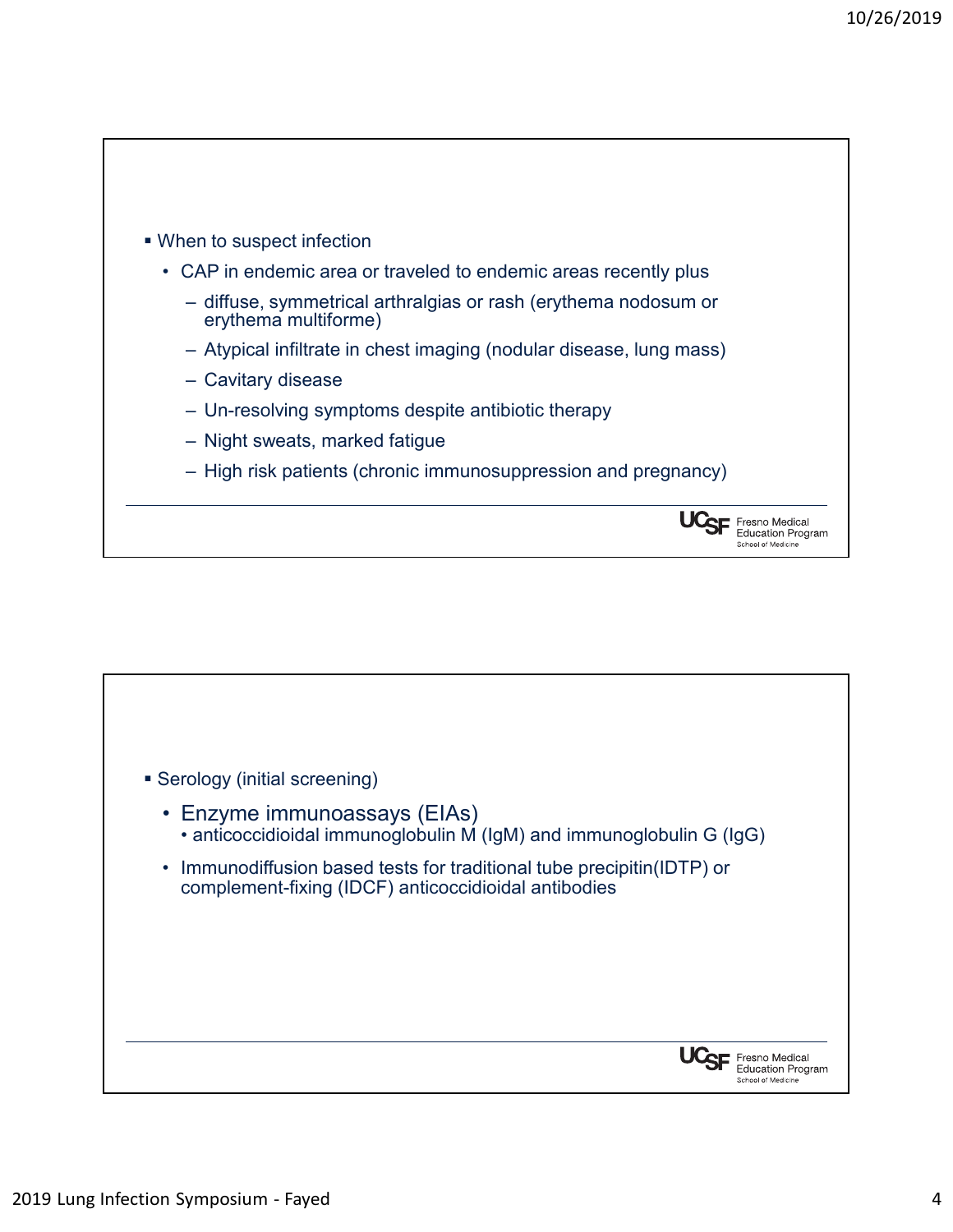- When to suspect infection
  - CAP in endemic area or traveled to endemic areas recently plus
    - diffuse, symmetrical arthralgias or rash (erythema nodosum or erythema multiforme)
    - Atypical infiltrate in chest imaging (nodular disease, lung mass)
    - Cavitary disease
    - Un-resolving symptoms despite antibiotic therapy
    - Night sweats, marked fatigue
    - High risk patients (chronic immunosuppression and pregnancy)

- Serology (initial screening)
  - Enzyme immunoassays (EIAs)
    - anticoccidioidal immunoglobulin M (IgM) and immunoglobulin G (IgG)
  - Immunodiffusion based tests for traditional tube precipitin(IDTP) or complement-fixing (IDCF) anticoccidioidal antibodies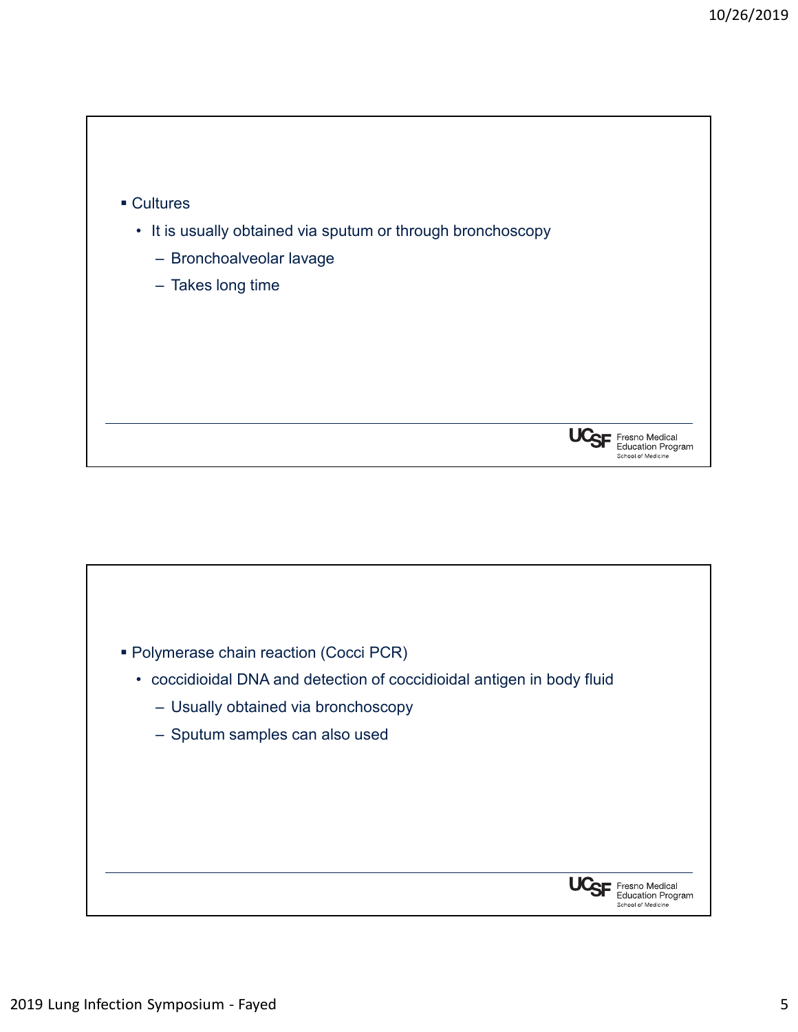- Cultures
  - It is usually obtained via sputum or through bronchoscopy
    - Bronchoalveolar lavage
    - Takes long time

- Polymerase chain reaction (Cocci PCR)
  - coccidioidal DNA and detection of coccidioidal antigen in body fluid
    - Usually obtained via bronchoscopy
    - Sputum samples can also used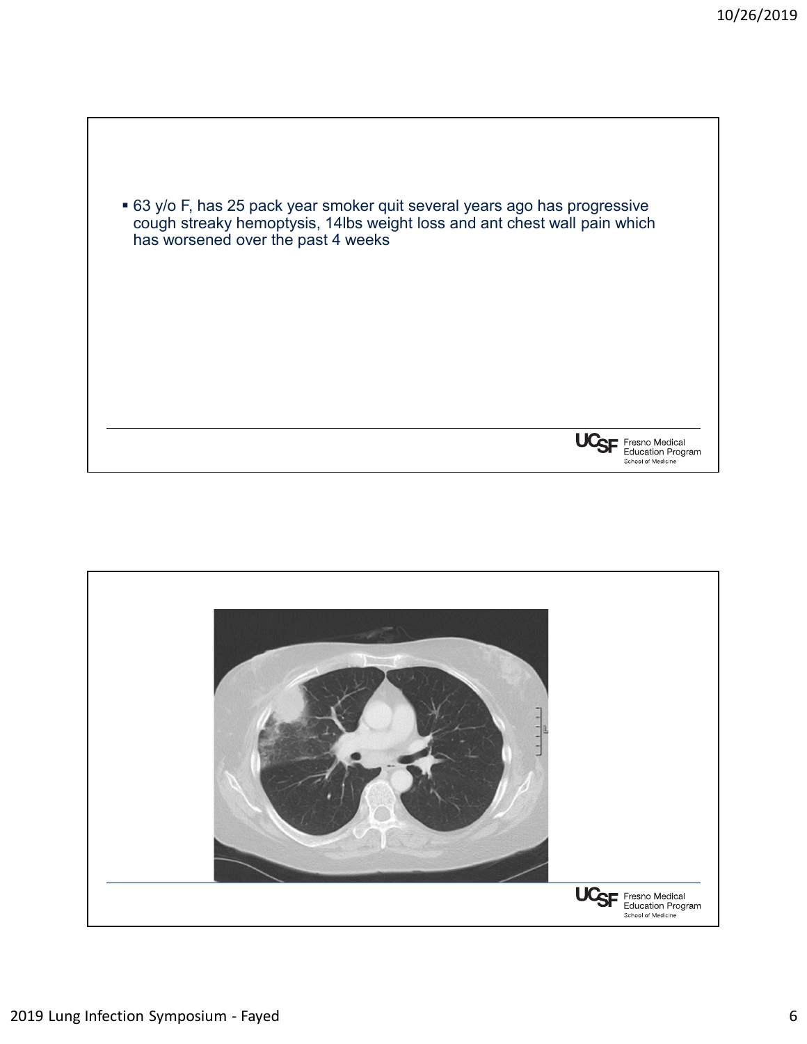- 63 y/o F, has 25 pack year smoker quit several years ago has progressive cough streaky hemoptysis, 14lbs weight loss and ant chest wall pain which has worsened over the past 4 weeks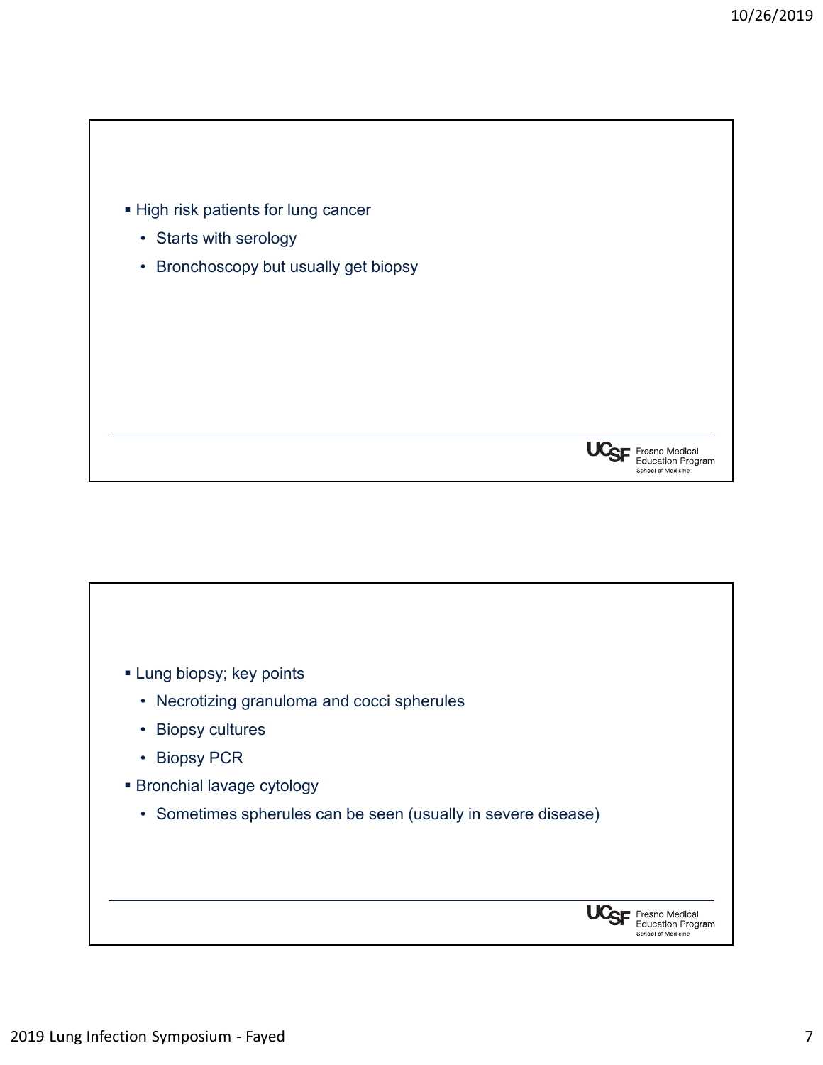- High risk patients for lung cancer
  - Starts with serology
  - Bronchoscopy but usually get biopsy

---

- Lung biopsy; key points
  - Necrotizing granuloma and cocci spherules
  - Biopsy cultures
  - Biopsy PCR
- Bronchial lavage cytology
  - Sometimes spherules can be seen (usually in severe disease)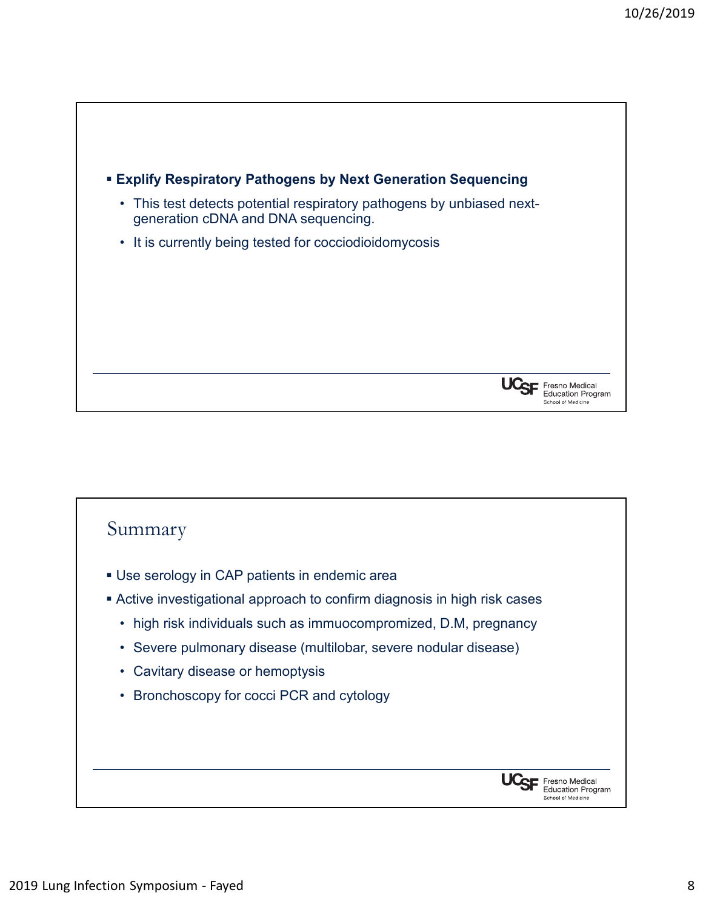- **Explify Respiratory Pathogens by Next Generation Sequencing**
  - This test detects potential respiratory pathogens by unbiased next-generation cDNA and DNA sequencing.
  - It is currently being tested for cocciodioidomycosis

## Summary

- Use serology in CAP patients in endemic area
- Active investigational approach to confirm diagnosis in high risk cases
  - high risk individuals such as immuocompromized, D.M, pregnancy
  - Severe pulmonary disease (multilobar, severe nodular disease)
  - Cavitary disease or hemoptysis
  - Bronchoscopy for cocci PCR and cytology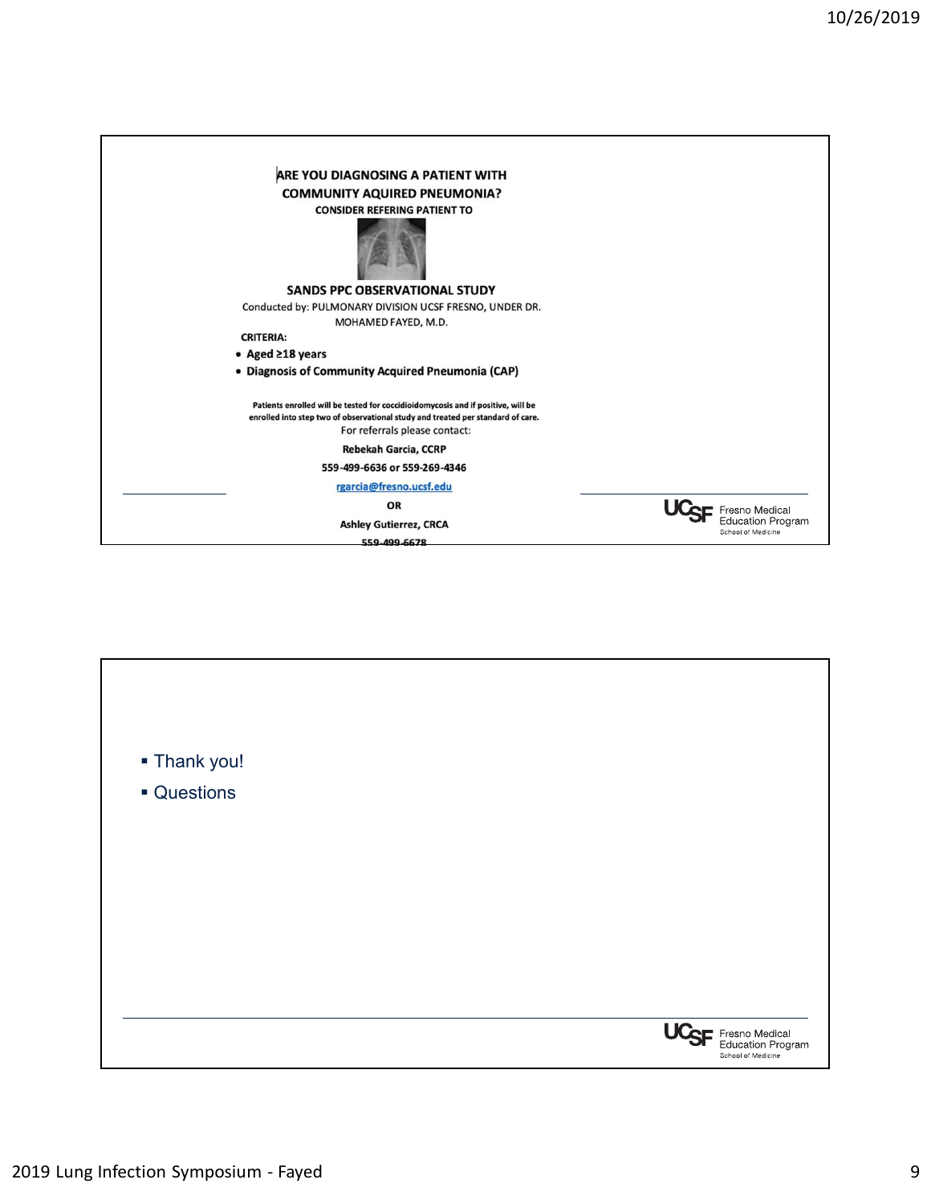**ARE YOU DIAGNOSING A PATIENT WITH COMMUNITY AQUIRED PNEUMONIA?**

**CONSIDER REFERING PATIENT TO**

**SANDS PPC OBSERVATIONAL STUDY**

Conducted by: PULMONARY DIVISION UCSF FRESNO, UNDER DR. MOHAMED FAYED, M.D.

**CRITERIA:**

- **Aged ≥18 years**
- **Diagnosis of Community Acquired Pneumonia (CAP)**

**Patients enrolled will be tested for coccidioidomycosis and if positive, will be enrolled into step two of observational study and treated per standard of care.**

For referrals please contact:

**Rebekah Garcia, CCRP**

**559-499-6636 or 559-269-4346**

**rgarcia@fresno.ucsf.edu**

**OR**

**Ashley Gutierrez, CRCA**

**559-499-6678**

---

- Thank you!
- Questions